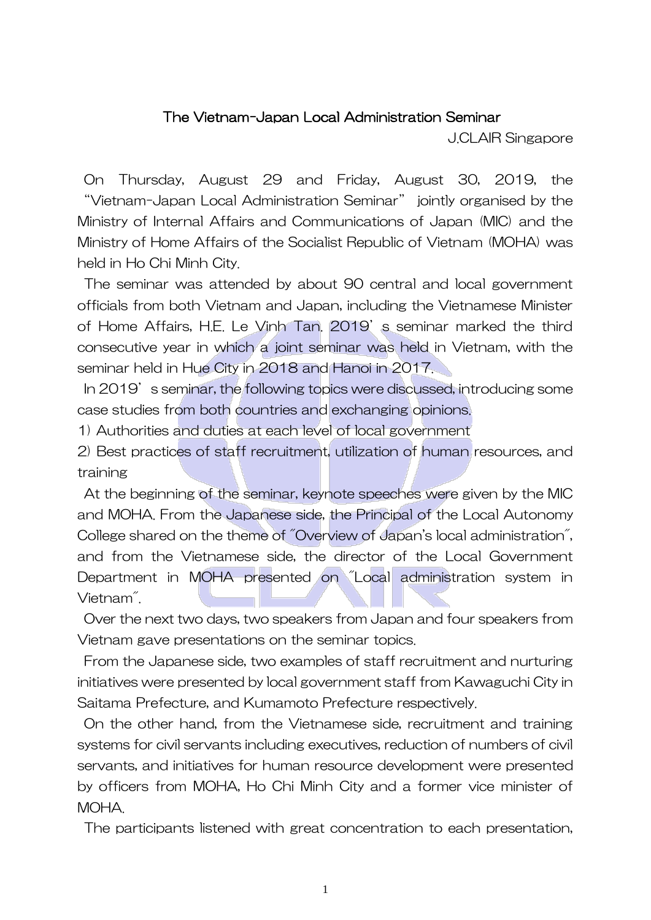# The Vietnam-Japan Local Administration Seminar

J.CLAIR Singapore

On Thursday, August 29 and Friday, August 30, 2019, the "Vietnam-Japan Local Administration Seminar" jointly organised by the Ministry of Internal Affairs and Communications of Japan (MIC) and the Ministry of Home Affairs of the Socialist Republic of Vietnam (MOHA) was held in Ho Chi Minh City.

The seminar was attended by about 90 central and local government officials from both Vietnam and Japan, including the Vietnamese Minister of Home Affairs, H.E. Le Vinh Tan. 2019's seminar marked the third consecutive year in which a joint seminar was held in Vietnam, with the seminar held in Hue City in 2018 and Hanoi in 2017.

In 2019's seminar, the following topics were discussed, introducing some case studies from both countries and exchanging opinions.

1) Authorities and duties at each level of local government
2) Best practices of staff recruitment, utilization of human resources, and training

At the beginning of the seminar, keynote speeches were given by the MIC and MOHA. From the Japanese side, the Principal of the Local Autonomy College shared on the theme of "Overview of Japan's local administration", and from the Vietnamese side, the director of the Local Government Department in MOHA presented on "Local administration system in Vietnam".

Over the next two days, two speakers from Japan and four speakers from Vietnam gave presentations on the seminar topics.

From the Japanese side, two examples of staff recruitment and nurturing initiatives were presented by local government staff from Kawaguchi City in Saitama Prefecture, and Kumamoto Prefecture respectively.

On the other hand, from the Vietnamese side, recruitment and training systems for civil servants including executives, reduction of numbers of civil servants, and initiatives for human resource development were presented by officers from MOHA, Ho Chi Minh City and a former vice minister of MOHA.

The participants listened with great concentration to each presentation,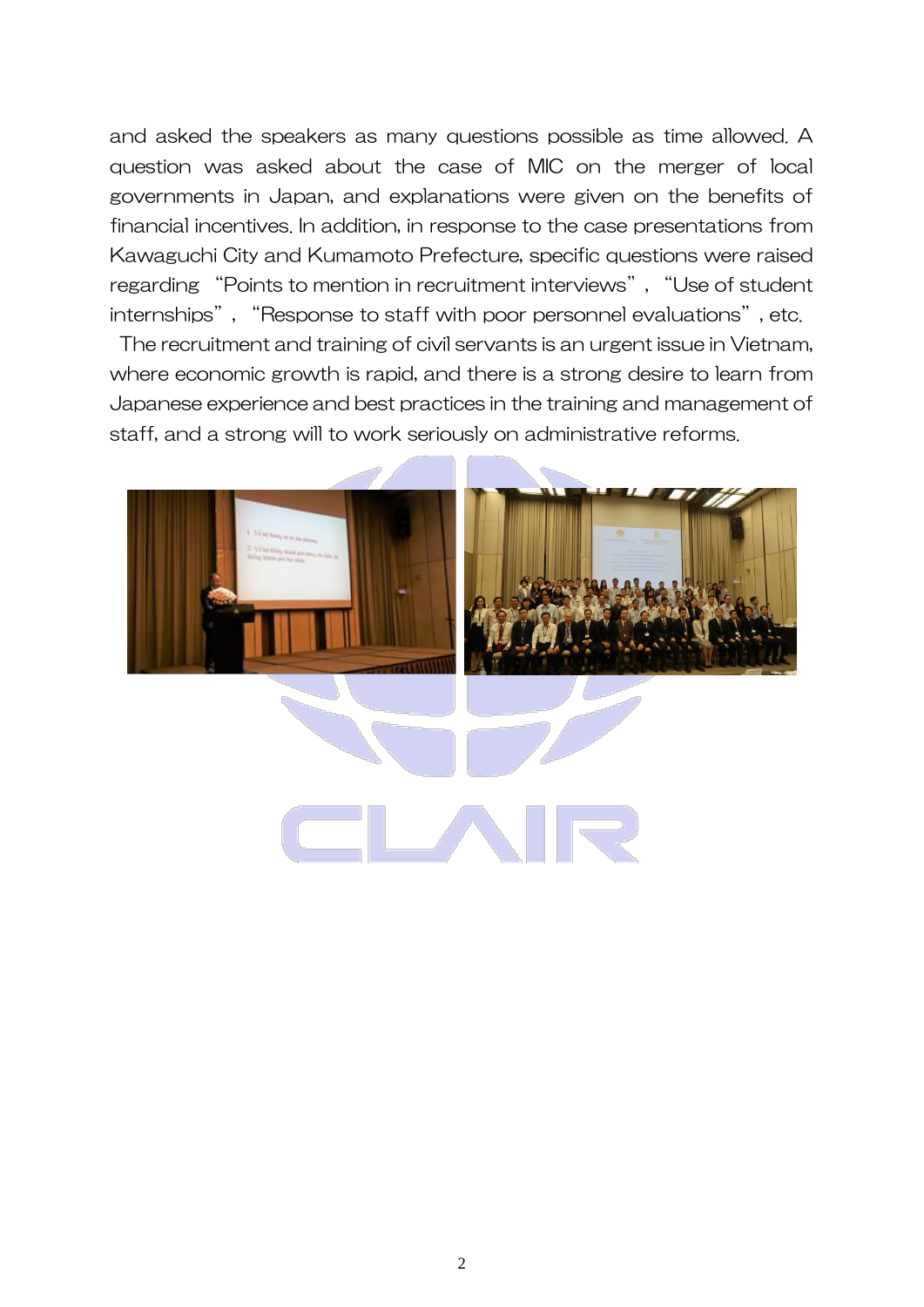and asked the speakers as many questions possible as time allowed. A question was asked about the case of MIC on the merger of local governments in Japan, and explanations were given on the benefits of financial incentives. In addition, in response to the case presentations from Kawaguchi City and Kumamoto Prefecture, specific questions were raised regarding "Points to mention in recruitment interviews", "Use of student internships", "Response to staff with poor personnel evaluations", etc.

The recruitment and training of civil servants is an urgent issue in Vietnam, where economic growth is rapid, and there is a strong desire to learn from Japanese experience and best practices in the training and management of staff, and a strong will to work seriously on administrative reforms.